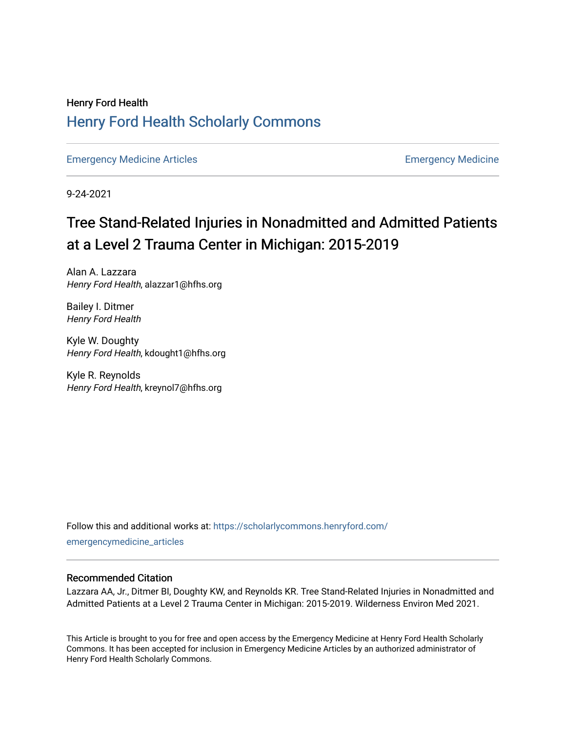Henry Ford Health

# Henry Ford Health Scholarly Commons

Emergency Medicine Articles | Emergency Medicine

9-24-2021

# Tree Stand-Related Injuries in Nonadmitted and Admitted Patients at a Level 2 Trauma Center in Michigan: 2015-2019

Alan A. Lazzara
*Henry Ford Health*, alazzar1@hfhs.org

Bailey I. Ditmer
*Henry Ford Health*

Kyle W. Doughty
*Henry Ford Health*, kdought1@hfhs.org

Kyle R. Reynolds
*Henry Ford Health*, kreynol7@hfhs.org

Follow this and additional works at: https://scholarlycommons.henryford.com/emergencymedicine_articles

## Recommended Citation

Lazzara AA, Jr., Ditmer BI, Doughty KW, and Reynolds KR. Tree Stand-Related Injuries in Nonadmitted and Admitted Patients at a Level 2 Trauma Center in Michigan: 2015-2019. Wilderness Environ Med 2021.

This Article is brought to you for free and open access by the Emergency Medicine at Henry Ford Health Scholarly Commons. It has been accepted for inclusion in Emergency Medicine Articles by an authorized administrator of Henry Ford Health Scholarly Commons.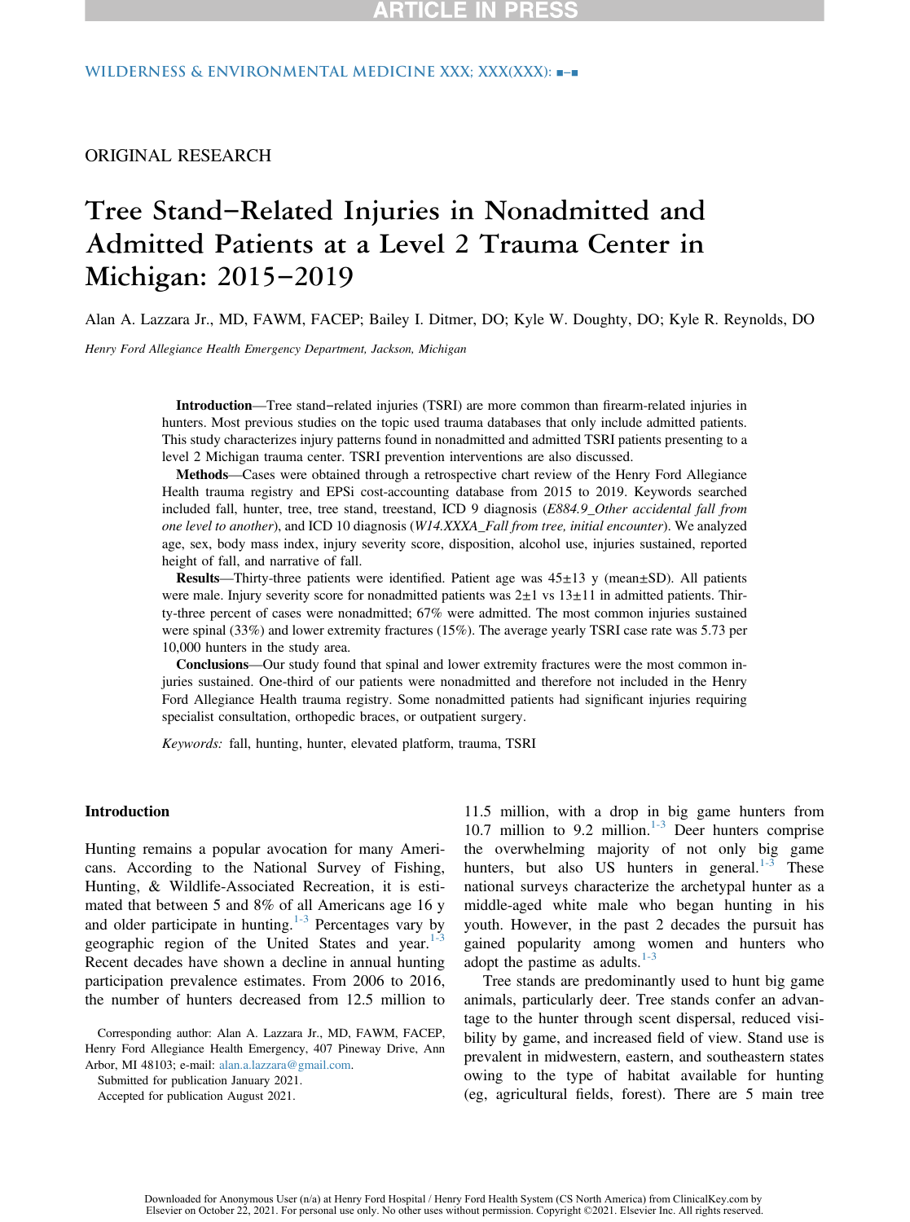ORIGINAL RESEARCH

# Tree Stand–Related Injuries in Nonadmitted and Admitted Patients at a Level 2 Trauma Center in Michigan: 2015–2019

Alan A. Lazzara Jr., MD, FAWM, FACEP; Bailey I. Ditmer, DO; Kyle W. Doughty, DO; Kyle R. Reynolds, DO

*Henry Ford Allegiance Health Emergency Department, Jackson, Michigan*

**Introduction**—Tree stand–related injuries (TSRI) are more common than firearm-related injuries in hunters. Most previous studies on the topic used trauma databases that only include admitted patients. This study characterizes injury patterns found in nonadmitted and admitted TSRI patients presenting to a level 2 Michigan trauma center. TSRI prevention interventions are also discussed.

**Methods**—Cases were obtained through a retrospective chart review of the Henry Ford Allegiance Health trauma registry and EPSi cost-accounting database from 2015 to 2019. Keywords searched included fall, hunter, tree, tree stand, treestand, ICD 9 diagnosis (*E884.9_Other accidental fall from one level to another*), and ICD 10 diagnosis (*W14.XXXA_Fall from tree, initial encounter*). We analyzed age, sex, body mass index, injury severity score, disposition, alcohol use, injuries sustained, reported height of fall, and narrative of fall.

**Results**—Thirty-three patients were identified. Patient age was 45±13 y (mean±SD). All patients were male. Injury severity score for nonadmitted patients was 2±1 vs 13±11 in admitted patients. Thirty-three percent of cases were nonadmitted; 67% were admitted. The most common injuries sustained were spinal (33%) and lower extremity fractures (15%). The average yearly TSRI case rate was 5.73 per 10,000 hunters in the study area.

**Conclusions**—Our study found that spinal and lower extremity fractures were the most common injuries sustained. One-third of our patients were nonadmitted and therefore not included in the Henry Ford Allegiance Health trauma registry. Some nonadmitted patients had significant injuries requiring specialist consultation, orthopedic braces, or outpatient surgery.

*Keywords:* fall, hunting, hunter, elevated platform, trauma, TSRI

## Introduction

Hunting remains a popular avocation for many Americans. According to the National Survey of Fishing, Hunting, & Wildlife-Associated Recreation, it is estimated that between 5 and 8% of all Americans age 16 y and older participate in hunting.[1-3] Percentages vary by geographic region of the United States and year.[1-3] Recent decades have shown a decline in annual hunting participation prevalence estimates. From 2006 to 2016, the number of hunters decreased from 12.5 million to 11.5 million, with a drop in big game hunters from 10.7 million to 9.2 million.[1-3] Deer hunters comprise the overwhelming majority of not only big game hunters, but also US hunters in general.[1-3] These national surveys characterize the archetypal hunter as a middle-aged white male who began hunting in his youth. However, in the past 2 decades the pursuit has gained popularity among women and hunters who adopt the pastime as adults.[1-3]

Tree stands are predominantly used to hunt big game animals, particularly deer. Tree stands confer an advantage to the hunter through scent dispersal, reduced visibility by game, and increased field of view. Stand use is prevalent in midwestern, eastern, and southeastern states owing to the type of habitat available for hunting (eg, agricultural fields, forest). There are 5 main tree

Corresponding author: Alan A. Lazzara Jr., MD, FAWM, FACEP, Henry Ford Allegiance Health Emergency, 407 Pineway Drive, Ann Arbor, MI 48103; e-mail: alan.a.lazzara@gmail.com.

Submitted for publication January 2021.

Accepted for publication August 2021.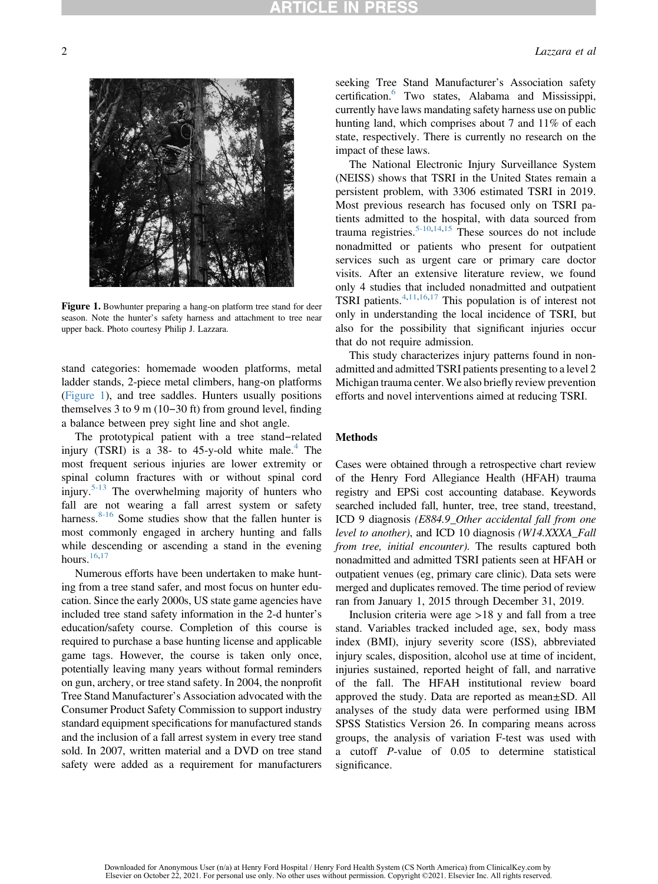Figure 1. Bowhunter preparing a hang-on platform tree stand for deer season. Note the hunter's safety harness and attachment to tree near upper back. Photo courtesy Philip J. Lazzara.

stand categories: homemade wooden platforms, metal ladder stands, 2-piece metal climbers, hang-on platforms (Figure 1), and tree saddles. Hunters usually positions themselves 3 to 9 m (10–30 ft) from ground level, finding a balance between prey sight line and shot angle.

The prototypical patient with a tree stand–related injury (TSRI) is a 38- to 45-y-old white male.[4] The most frequent serious injuries are lower extremity or spinal column fractures with or without spinal cord injury.[5-13] The overwhelming majority of hunters who fall are not wearing a fall arrest system or safety harness.[8-16] Some studies show that the fallen hunter is most commonly engaged in archery hunting and falls while descending or ascending a stand in the evening hours.[16,17]

Numerous efforts have been undertaken to make hunting from a tree stand safer, and most focus on hunter education. Since the early 2000s, US state game agencies have included tree stand safety information in the 2-d hunter's education/safety course. Completion of this course is required to purchase a base hunting license and applicable game tags. However, the course is taken only once, potentially leaving many years without formal reminders on gun, archery, or tree stand safety. In 2004, the nonprofit Tree Stand Manufacturer's Association advocated with the Consumer Product Safety Commission to support industry standard equipment specifications for manufactured stands and the inclusion of a fall arrest system in every tree stand sold. In 2007, written material and a DVD on tree stand safety were added as a requirement for manufacturers seeking Tree Stand Manufacturer's Association safety certification.[6] Two states, Alabama and Mississippi, currently have laws mandating safety harness use on public hunting land, which comprises about 7 and 11% of each state, respectively. There is currently no research on the impact of these laws.

The National Electronic Injury Surveillance System (NEISS) shows that TSRI in the United States remain a persistent problem, with 3306 estimated TSRI in 2019. Most previous research has focused only on TSRI patients admitted to the hospital, with data sourced from trauma registries.[5-10,14,15] These sources do not include nonadmitted or patients who present for outpatient services such as urgent care or primary care doctor visits. After an extensive literature review, we found only 4 studies that included nonadmitted and outpatient TSRI patients.[4,11,16,17] This population is of interest not only in understanding the local incidence of TSRI, but also for the possibility that significant injuries occur that do not require admission.

This study characterizes injury patterns found in nonadmitted and admitted TSRI patients presenting to a level 2 Michigan trauma center. We also briefly review prevention efforts and novel interventions aimed at reducing TSRI.

## Methods

Cases were obtained through a retrospective chart review of the Henry Ford Allegiance Health (HFAH) trauma registry and EPSi cost accounting database. Keywords searched included fall, hunter, tree, tree stand, treestand, ICD 9 diagnosis *(E884.9_Other accidental fall from one level to another)*, and ICD 10 diagnosis *(W14.XXXA_Fall from tree, initial encounter)*. The results captured both nonadmitted and admitted TSRI patients seen at HFAH or outpatient venues (eg, primary care clinic). Data sets were merged and duplicates removed. The time period of review ran from January 1, 2015 through December 31, 2019.

Inclusion criteria were age >18 y and fall from a tree stand. Variables tracked included age, sex, body mass index (BMI), injury severity score (ISS), abbreviated injury scales, disposition, alcohol use at time of incident, injuries sustained, reported height of fall, and narrative of the fall. The HFAH institutional review board approved the study. Data are reported as mean±SD. All analyses of the study data were performed using IBM SPSS Statistics Version 26. In comparing means across groups, the analysis of variation F-test was used with a cutoff $P$-value of 0.05 to determine statistical significance.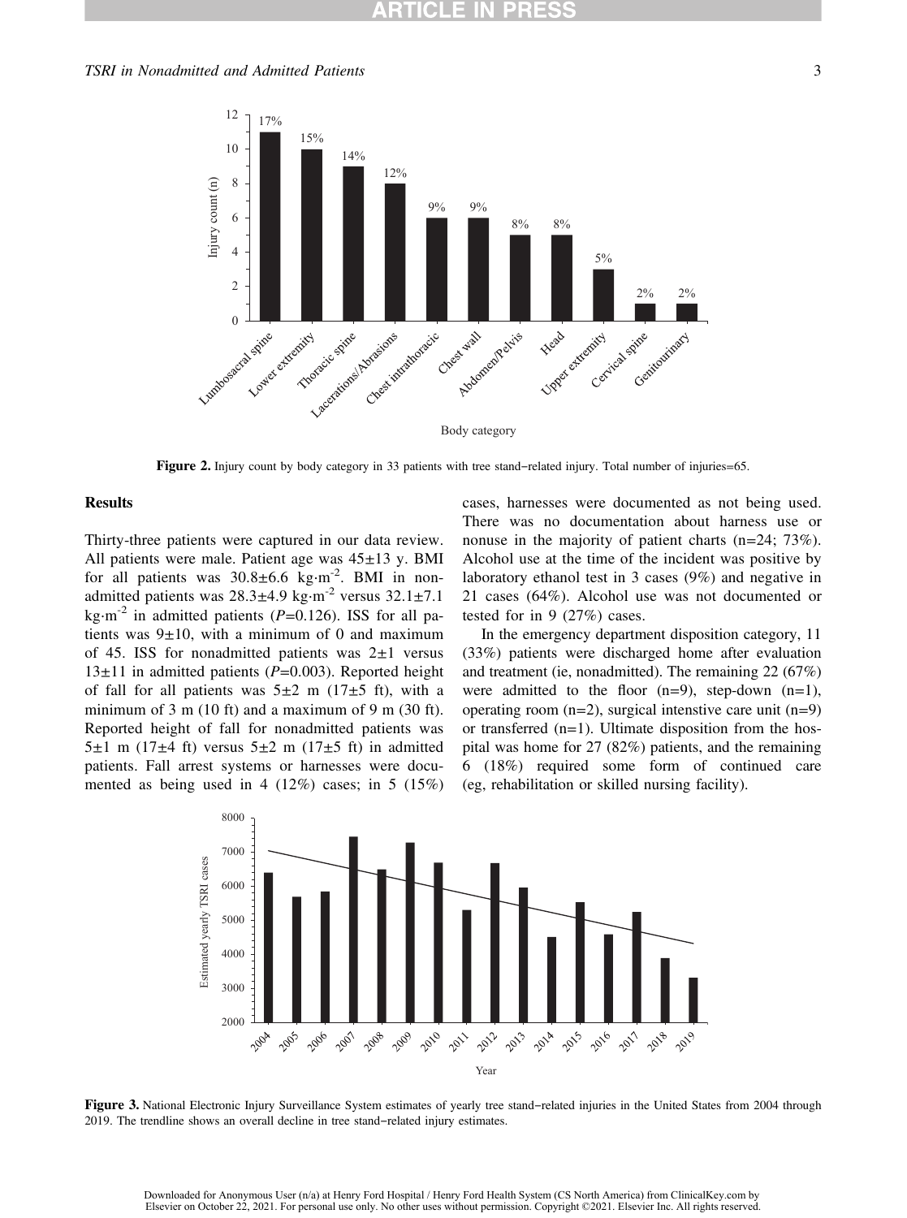Figure 2. Injury count by body category in 33 patients with tree stand–related injury. Total number of injuries=65.

## Results

Thirty-three patients were captured in our data review. All patients were male. Patient age was 45±13 y. BMI for all patients was 30.8±6.6 $kg \cdot m^{-2}$. BMI in nonadmitted patients was 28.3±4.9 $kg \cdot m^{-2}$ versus 32.1±7.1 $kg \cdot m^{-2}$ in admitted patients ($P$=0.126). ISS for all patients was 9±10, with a minimum of 0 and maximum of 45. ISS for nonadmitted patients was 2±1 versus 13±11 in admitted patients ($P$=0.003). Reported height of fall for all patients was 5±2 m (17±5 ft), with a minimum of 3 m (10 ft) and a maximum of 9 m (30 ft). Reported height of fall for nonadmitted patients was 5±1 m (17±4 ft) versus 5±2 m (17±5 ft) in admitted patients. Fall arrest systems or harnesses were documented as being used in 4 (12%) cases; in 5 (15%) cases, harnesses were documented as not being used. There was no documentation about harness use or nonuse in the majority of patient charts (n=24; 73%). Alcohol use at the time of the incident was positive by laboratory ethanol test in 3 cases (9%) and negative in 21 cases (64%). Alcohol use was not documented or tested for in 9 (27%) cases.

In the emergency department disposition category, 11 (33%) patients were discharged home after evaluation and treatment (ie, nonadmitted). The remaining 22 (67%) were admitted to the floor (n=9), step-down (n=1), operating room (n=2), surgical intensive care unit (n=9) or transferred (n=1). Ultimate disposition from the hospital was home for 27 (82%) patients, and the remaining 6 (18%) required some form of continued care (eg, rehabilitation or skilled nursing facility).

Figure 3. National Electronic Injury Surveillance System estimates of yearly tree stand–related injuries in the United States from 2004 through 2019. The trendline shows an overall decline in tree stand–related injury estimates.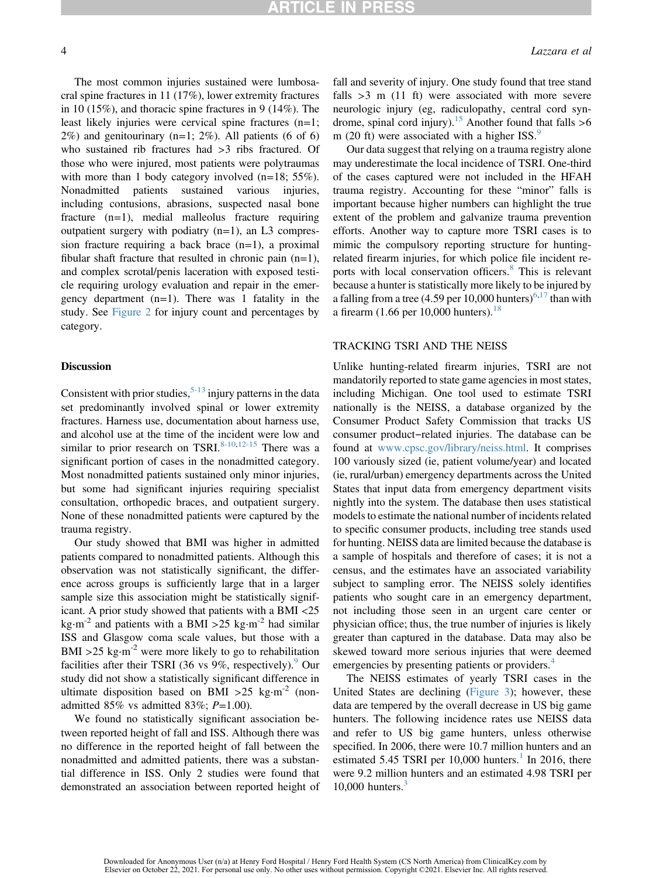The most common injuries sustained were lumbosacral spine fractures in 11 (17%), lower extremity fractures in 10 (15%), and thoracic spine fractures in 9 (14%). The least likely injuries were cervical spine fractures (n=1; 2%) and genitourinary (n=1; 2%). All patients (6 of 6) who sustained rib fractures had >3 ribs fractured. Of those who were injured, most patients were polytraumas with more than 1 body category involved (n=18; 55%). Nonadmitted patients sustained various injuries, including contusions, abrasions, suspected nasal bone fracture (n=1), medial malleolus fracture requiring outpatient surgery with podiatry (n=1), an L3 compression fracture requiring a back brace (n=1), a proximal fibular shaft fracture that resulted in chronic pain (n=1), and complex scrotal/penis laceration with exposed testicle requiring urology evaluation and repair in the emergency department (n=1). There was 1 fatality in the study. See Figure 2 for injury count and percentages by category.

## Discussion

Consistent with prior studies,[5-13] injury patterns in the data set predominantly involved spinal or lower extremity fractures. Harness use, documentation about harness use, and alcohol use at the time of the incident were low and similar to prior research on TSRI.[8-10,12-15] There was a significant portion of cases in the nonadmitted category. Most nonadmitted patients sustained only minor injuries, but some had significant injuries requiring specialist consultation, orthopedic braces, and outpatient surgery. None of these nonadmitted patients were captured by the trauma registry.

Our study showed that BMI was higher in admitted patients compared to nonadmitted patients. Although this observation was not statistically significant, the difference across groups is sufficiently large that in a larger sample size this association might be statistically significant. A prior study showed that patients with a BMI <25 kg·m$^{-2}$ and patients with a BMI >25 kg·m$^{-2}$ had similar ISS and Glasgow coma scale values, but those with a BMI >25 kg·m$^{-2}$ were more likely to go to rehabilitation facilities after their TSRI (36 vs 9%, respectively).[9] Our study did not show a statistically significant difference in ultimate disposition based on BMI >25 kg·m$^{-2}$ (nonadmitted 85% vs admitted 83%; $P$=1.00).

We found no statistically significant association between reported height of fall and ISS. Although there was no difference in the reported height of fall between the nonadmitted and admitted patients, there was a substantial difference in ISS. Only 2 studies were found that demonstrated an association between reported height of fall and severity of injury. One study found that tree stand falls >3 m (11 ft) were associated with more severe neurologic injury (eg, radiculopathy, central cord syndrome, spinal cord injury).[15] Another found that falls >6 m (20 ft) were associated with a higher ISS.[9]

Our data suggest that relying on a trauma registry alone may underestimate the local incidence of TSRI. One-third of the cases captured were not included in the HFAH trauma registry. Accounting for these "minor" falls is important because higher numbers can highlight the true extent of the problem and galvanize trauma prevention efforts. Another way to capture more TSRI cases is to mimic the compulsory reporting structure for hunting-related firearm injuries, for which police file incident reports with local conservation officers.[8] This is relevant because a hunter is statistically more likely to be injured by a falling from a tree (4.59 per 10,000 hunters)[6,17] than with a firearm (1.66 per 10,000 hunters).[18]

## TRACKING TSRI AND THE NEISS

Unlike hunting-related firearm injuries, TSRI are not mandatorily reported to state game agencies in most states, including Michigan. One tool used to estimate TSRI nationally is the NEISS, a database organized by the Consumer Product Safety Commission that tracks US consumer product−related injuries. The database can be found at www.cpsc.gov/library/neiss.html. It comprises 100 variously sized (ie, patient volume/year) and located (ie, rural/urban) emergency departments across the United States that input data from emergency department visits nightly into the system. The database then uses statistical models to estimate the national number of incidents related to specific consumer products, including tree stands used for hunting. NEISS data are limited because the database is a sample of hospitals and therefore of cases; it is not a census, and the estimates have an associated variability subject to sampling error. The NEISS solely identifies patients who sought care in an emergency department, not including those seen in an urgent care center or physician office; thus, the true number of injuries is likely greater than captured in the database. Data may also be skewed toward more serious injuries that were deemed emergencies by presenting patients or providers.[4]

The NEISS estimates of yearly TSRI cases in the United States are declining (Figure 3); however, these data are tempered by the overall decrease in US big game hunters. The following incidence rates use NEISS data and refer to US big game hunters, unless otherwise specified. In 2006, there were 10.7 million hunters and an estimated 5.45 TSRI per 10,000 hunters.[1] In 2016, there were 9.2 million hunters and an estimated 4.98 TSRI per 10,000 hunters.[3]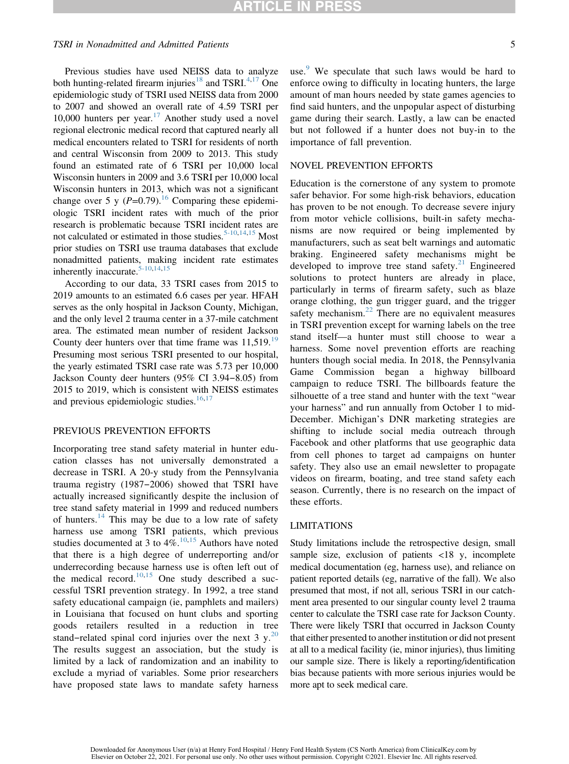Previous studies have used NEISS data to analyze both hunting-related firearm injuries[18] and TSRI.[4,17] One epidemiologic study of TSRI used NEISS data from 2000 to 2007 and showed an overall rate of 4.59 TSRI per 10,000 hunters per year.[17] Another study used a novel regional electronic medical record that captured nearly all medical encounters related to TSRI for residents of north and central Wisconsin from 2009 to 2013. This study found an estimated rate of 6 TSRI per 10,000 local Wisconsin hunters in 2009 and 3.6 TSRI per 10,000 local Wisconsin hunters in 2013, which was not a significant change over 5 y ($P$=0.79).[16] Comparing these epidemiologic TSRI incident rates with much of the prior research is problematic because TSRI incident rates are not calculated or estimated in those studies.[5-10,14,15] Most prior studies on TSRI use trauma databases that exclude nonadmitted patients, making incident rate estimates inherently inaccurate.[5-10,14,15]

According to our data, 33 TSRI cases from 2015 to 2019 amounts to an estimated 6.6 cases per year. HFAH serves as the only hospital in Jackson County, Michigan, and the only level 2 trauma center in a 37-mile catchment area. The estimated mean number of resident Jackson County deer hunters over that time frame was 11,519.[19] Presuming most serious TSRI presented to our hospital, the yearly estimated TSRI case rate was 5.73 per 10,000 Jackson County deer hunters (95% CI 3.94−8.05) from 2015 to 2019, which is consistent with NEISS estimates and previous epidemiologic studies.[16,17]

## PREVIOUS PREVENTION EFFORTS

Incorporating tree stand safety material in hunter education classes has not universally demonstrated a decrease in TSRI. A 20-y study from the Pennsylvania trauma registry (1987−2006) showed that TSRI have actually increased significantly despite the inclusion of tree stand safety material in 1999 and reduced numbers of hunters.[14] This may be due to a low rate of safety harness use among TSRI patients, which previous studies documented at 3 to 4%.[10,15] Authors have noted that there is a high degree of underreporting and/or underrecording because harness use is often left out of the medical record.[10,15] One study described a successful TSRI prevention strategy. In 1992, a tree stand safety educational campaign (ie, pamphlets and mailers) in Louisiana that focused on hunt clubs and sporting goods retailers resulted in a reduction in tree stand−related spinal cord injuries over the next 3 y.[20] The results suggest an association, but the study is limited by a lack of randomization and an inability to exclude a myriad of variables. Some prior researchers have proposed state laws to mandate safety harness use.[9] We speculate that such laws would be hard to enforce owing to difficulty in locating hunters, the large amount of man hours needed by state games agencies to find said hunters, and the unpopular aspect of disturbing game during their search. Lastly, a law can be enacted but not followed if a hunter does not buy-in to the importance of fall prevention.

## NOVEL PREVENTION EFFORTS

Education is the cornerstone of any system to promote safer behavior. For some high-risk behaviors, education has proven to be not enough. To decrease severe injury from motor vehicle collisions, built-in safety mechanisms are now required or being implemented by manufacturers, such as seat belt warnings and automatic braking. Engineered safety mechanisms might be developed to improve tree stand safety.[21] Engineered solutions to protect hunters are already in place, particularly in terms of firearm safety, such as blaze orange clothing, the gun trigger guard, and the trigger safety mechanism.[22] There are no equivalent measures in TSRI prevention except for warning labels on the tree stand itself—a hunter must still choose to wear a harness. Some novel prevention efforts are reaching hunters though social media. In 2018, the Pennsylvania Game Commission began a highway billboard campaign to reduce TSRI. The billboards feature the silhouette of a tree stand and hunter with the text "wear your harness" and run annually from October 1 to mid-December. Michigan's DNR marketing strategies are shifting to include social media outreach through Facebook and other platforms that use geographic data from cell phones to target ad campaigns on hunter safety. They also use an email newsletter to propagate videos on firearm, boating, and tree stand safety each season. Currently, there is no research on the impact of these efforts.

## LIMITATIONS

Study limitations include the retrospective design, small sample size, exclusion of patients <18 y, incomplete medical documentation (eg, harness use), and reliance on patient reported details (eg, narrative of the fall). We also presumed that most, if not all, serious TSRI in our catchment area presented to our singular county level 2 trauma center to calculate the TSRI case rate for Jackson County. There were likely TSRI that occurred in Jackson County that either presented to another institution or did not present at all to a medical facility (ie, minor injuries), thus limiting our sample size. There is likely a reporting/identification bias because patients with more serious injuries would be more apt to seek medical care.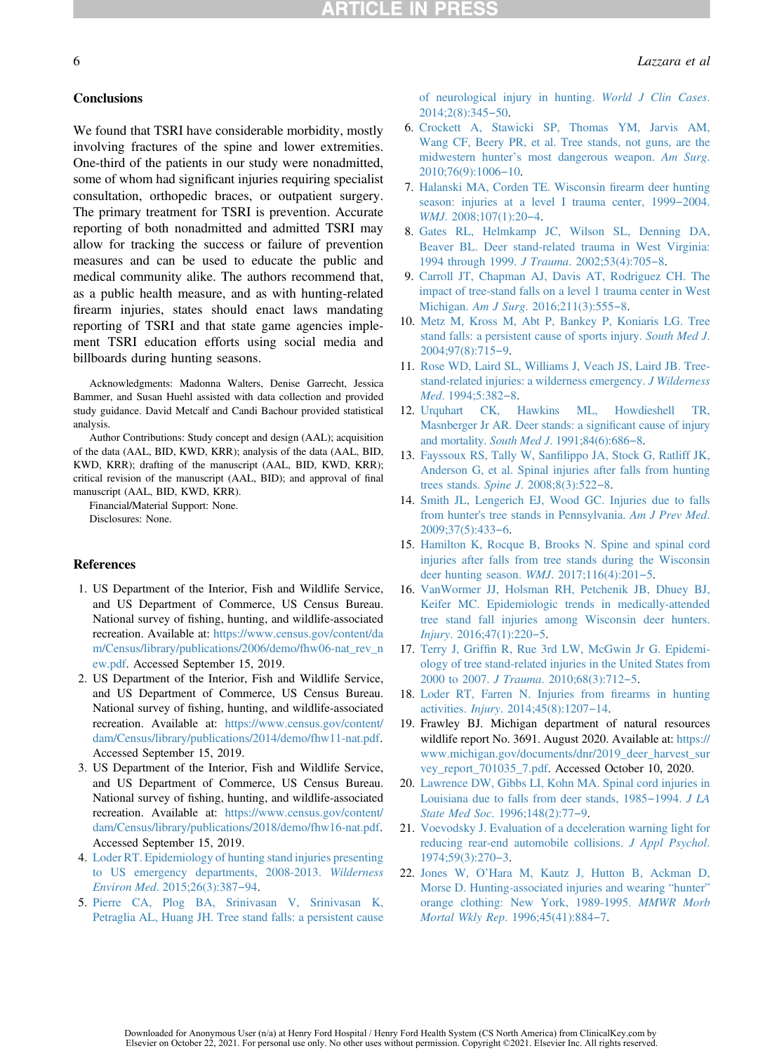## Conclusions

We found that TSRI have considerable morbidity, mostly involving fractures of the spine and lower extremities. One-third of the patients in our study were nonadmitted, some of whom had significant injuries requiring specialist consultation, orthopedic braces, or outpatient surgery. The primary treatment for TSRI is prevention. Accurate reporting of both nonadmitted and admitted TSRI may allow for tracking the success or failure of prevention measures and can be used to educate the public and medical community alike. The authors recommend that, as a public health measure, and as with hunting-related firearm injuries, states should enact laws mandating reporting of TSRI and that state game agencies implement TSRI education efforts using social media and billboards during hunting seasons.

Acknowledgments: Madonna Walters, Denise Garrecht, Jessica Bammer, and Susan Huehl assisted with data collection and provided study guidance. David Metcalf and Candi Bachour provided statistical analysis.

Author Contributions: Study concept and design (AAL); acquisition of the data (AAL, BID, KWD, KRR); analysis of the data (AAL, BID, KWD, KRR); drafting of the manuscript (AAL, BID, KWD, KRR); critical revision of the manuscript (AAL, BID); and approval of final manuscript (AAL, BID, KWD, KRR).

Financial/Material Support: None.

Disclosures: None.

## References

1. US Department of the Interior, Fish and Wildlife Service, and US Department of Commerce, US Census Bureau. National survey of fishing, hunting, and wildlife-associated recreation. Available at: https://www.census.gov/content/dam/Census/library/publications/2006/demo/fhw06-nat_rev_new.pdf. Accessed September 15, 2019.
2. US Department of the Interior, Fish and Wildlife Service, and US Department of Commerce, US Census Bureau. National survey of fishing, hunting, and wildlife-associated recreation. Available at: https://www.census.gov/content/dam/Census/library/publications/2014/demo/fhw11-nat.pdf. Accessed September 15, 2019.
3. US Department of the Interior, Fish and Wildlife Service, and US Department of Commerce, US Census Bureau. National survey of fishing, hunting, and wildlife-associated recreation. Available at: https://www.census.gov/content/dam/Census/library/publications/2018/demo/fhw16-nat.pdf. Accessed September 15, 2019.
4. Loder RT. Epidemiology of hunting stand injuries presenting to US emergency departments, 2008-2013. *Wilderness Environ Med*. 2015;26(3):387−94.
5. Pierre CA, Plog BA, Srinivasan V, Srinivasan K, Petraglia AL, Huang JH. Tree stand falls: a persistent cause of neurological injury in hunting. *World J Clin Cases*. 2014;2(8):345−50.
6. Crockett A, Stawicki SP, Thomas YM, Jarvis AM, Wang CF, Beery PR, et al. Tree stands, not guns, are the midwestern hunter's most dangerous weapon. *Am Surg*. 2010;76(9):1006−10.
7. Halanski MA, Corden TE. Wisconsin firearm deer hunting season: injuries at a level I trauma center, 1999−2004. *WMJ*. 2008;107(1):20−4.
8. Gates RL, Helmkamp JC, Wilson SL, Denning DA, Beaver BL. Deer stand-related trauma in West Virginia: 1994 through 1999. *J Trauma*. 2002;53(4):705−8.
9. Carroll JT, Chapman AJ, Davis AT, Rodriguez CH. The impact of tree-stand falls on a level 1 trauma center in West Michigan. *Am J Surg*. 2016;211(3):555−8.
10. Metz M, Kross M, Abt P, Bankey P, Koniaris LG. Tree stand falls: a persistent cause of sports injury. *South Med J*. 2004;97(8):715−9.
11. Rose WD, Laird SL, Williams J, Veach JS, Laird JB. Tree-stand-related injuries: a wilderness emergency. *J Wilderness Med*. 1994;5:382−8.
12. Urquhart CK, Hawkins ML, Howdieshell TR, Masnberger Jr AR. Deer stands: a significant cause of injury and mortality. *South Med J*. 1991;84(6):686−8.
13. Fayssoux RS, Tally W, Sanfilippo JA, Stock G, Ratliff JK, Anderson G, et al. Spinal injuries after falls from hunting trees stands. *Spine J*. 2008;8(3):522−8.
14. Smith JL, Lengerich EJ, Wood GC. Injuries due to falls from hunter's tree stands in Pennsylvania. *Am J Prev Med*. 2009;37(5):433−6.
15. Hamilton K, Rocque B, Brooks N. Spine and spinal cord injuries after falls from tree stands during the Wisconsin deer hunting season. *WMJ*. 2017;116(4):201−5.
16. VanWormer JJ, Holsman RH, Petchenik JB, Dhuey BJ, Keifer MC. Epidemiologic trends in medically-attended tree stand fall injuries among Wisconsin deer hunters. *Injury*. 2016;47(1):220−5.
17. Terry J, Griffin R, Rue 3rd LW, McGwin Jr G. Epidemiology of tree stand-related injuries in the United States from 2000 to 2007. *J Trauma*. 2010;68(3):712−5.
18. Loder RT, Farren N. Injuries from firearms in hunting activities. *Injury*. 2014;45(8):1207−14.
19. Frawley BJ. Michigan department of natural resources wildlife report No. 3691. August 2020. Available at: https://www.michigan.gov/documents/dnr/2019_deer_harvest_survey_report_701035_7.pdf. Accessed October 10, 2020.
20. Lawrence DW, Gibbs LI, Kohn MA. Spinal cord injuries in Louisiana due to falls from deer stands, 1985−1994. *J LA State Med Soc*. 1996;148(2):77−9.
21. Voevodsky J. Evaluation of a deceleration warning light for reducing rear-end automobile collisions. *J Appl Psychol*. 1974;59(3):270−3.
22. Jones W, O'Hara M, Kautz J, Hutton B, Ackman D, Morse D. Hunting-associated injuries and wearing "hunter" orange clothing: New York, 1989-1995. *MMWR Morb Mortal Wkly Rep*. 1996;45(41):884−7.